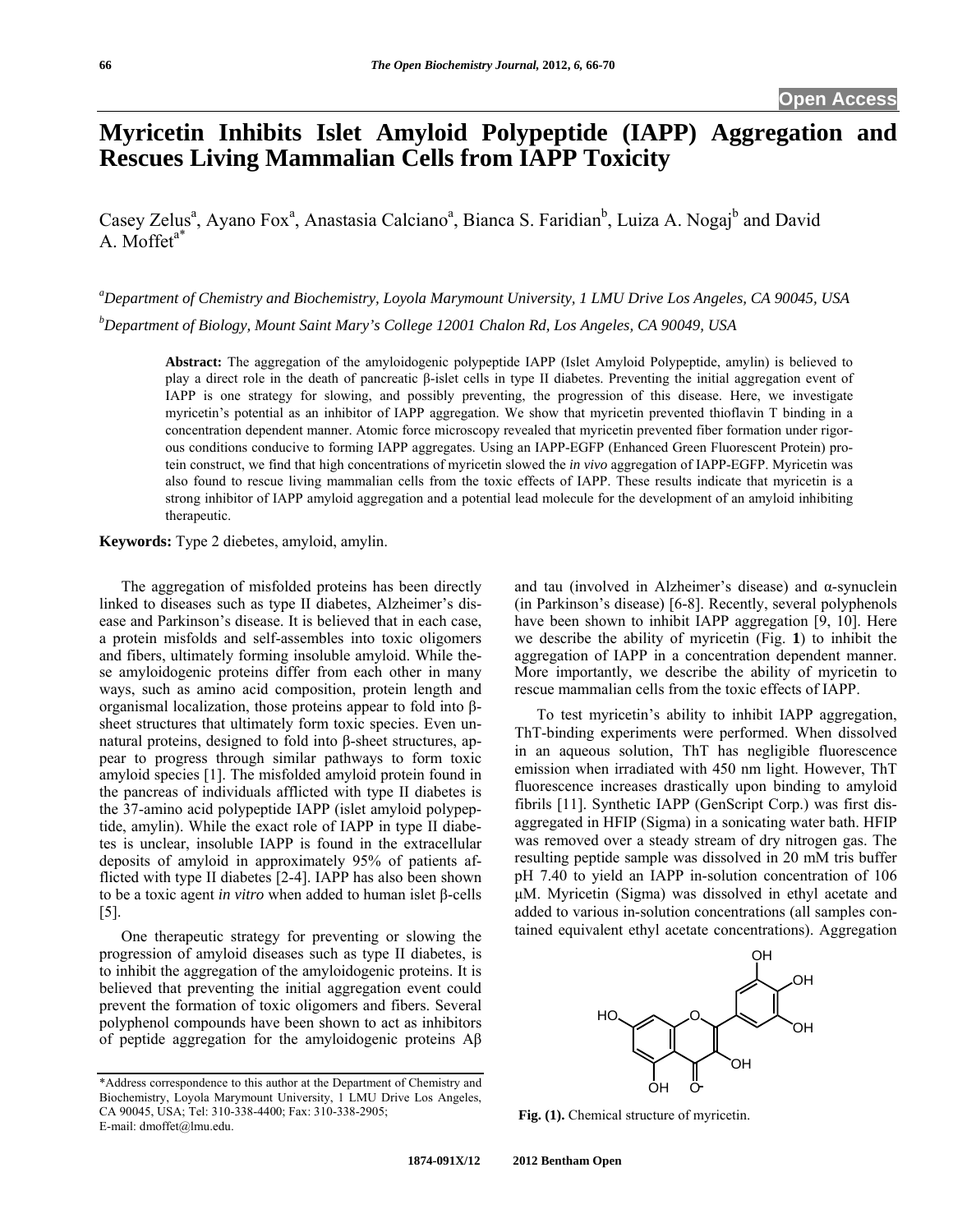Open Access

# Myricetin Inhibits Islet Amyloid Polypeptide (IAPP) Aggregation and Rescues Living Mammalian Cells from IAPP Toxicity

Casey Zelus[a], Ayano Fox[a], Anastasia Calciano[a], Bianca S. Faridian[b], Luiza A. Nogaj[b] and David A. Moffet[a*]

[a]*Department of Chemistry and Biochemistry, Loyola Marymount University, 1 LMU Drive Los Angeles, CA 90045, USA*

[b]*Department of Biology, Mount Saint Mary's College 12001 Chalon Rd, Los Angeles, CA 90049, USA*

**Abstract:** The aggregation of the amyloidogenic polypeptide IAPP (Islet Amyloid Polypeptide, amylin) is believed to play a direct role in the death of pancreatic β-islet cells in type II diabetes. Preventing the initial aggregation event of IAPP is one strategy for slowing, and possibly preventing, the progression of this disease. Here, we investigate myricetin's potential as an inhibitor of IAPP aggregation. We show that myricetin prevented thioflavin T binding in a concentration dependent manner. Atomic force microscopy revealed that myricetin prevented fiber formation under rigorous conditions conducive to forming IAPP aggregates. Using an IAPP-EGFP (Enhanced Green Fluorescent Protein) protein construct, we find that high concentrations of myricetin slowed the *in vivo* aggregation of IAPP-EGFP. Myricetin was also found to rescue living mammalian cells from the toxic effects of IAPP. These results indicate that myricetin is a strong inhibitor of IAPP amyloid aggregation and a potential lead molecule for the development of an amyloid inhibiting therapeutic.

**Keywords:** Type 2 diebetes, amyloid, amylin.

The aggregation of misfolded proteins has been directly linked to diseases such as type II diabetes, Alzheimer's disease and Parkinson's disease. It is believed that in each case, a protein misfolds and self-assembles into toxic oligomers and fibers, ultimately forming insoluble amyloid. While these amyloidogenic proteins differ from each other in many ways, such as amino acid composition, protein length and organismal localization, those proteins appear to fold into β-sheet structures that ultimately form toxic species. Even unnatural proteins, designed to fold into β-sheet structures, appear to progress through similar pathways to form toxic amyloid species [1]. The misfolded amyloid protein found in the pancreas of individuals afflicted with type II diabetes is the 37-amino acid polypeptide IAPP (islet amyloid polypeptide, amylin). While the exact role of IAPP in type II diabetes is unclear, insoluble IAPP is found in the extracellular deposits of amyloid in approximately 95% of patients afflicted with type II diabetes [2-4]. IAPP has also been shown to be a toxic agent *in vitro* when added to human islet β-cells [5].

One therapeutic strategy for preventing or slowing the progression of amyloid diseases such as type II diabetes, is to inhibit the aggregation of the amyloidogenic proteins. It is believed that preventing the initial aggregation event could prevent the formation of toxic oligomers and fibers. Several polyphenol compounds have been shown to act as inhibitors of peptide aggregation for the amyloidogenic proteins Aβ and tau (involved in Alzheimer's disease) and α-synuclein (in Parkinson's disease) [6-8]. Recently, several polyphenols have been shown to inhibit IAPP aggregation [9, 10]. Here we describe the ability of myricetin (Fig. **1**) to inhibit the aggregation of IAPP in a concentration dependent manner. More importantly, we describe the ability of myricetin to rescue mammalian cells from the toxic effects of IAPP.

To test myricetin's ability to inhibit IAPP aggregation, ThT-binding experiments were performed. When dissolved in an aqueous solution, ThT has negligible fluorescence emission when irradiated with 450 nm light. However, ThT fluorescence increases drastically upon binding to amyloid fibrils [11]. Synthetic IAPP (GenScript Corp.) was first disaggregated in HFIP (Sigma) in a sonicating water bath. HFIP was removed over a steady stream of dry nitrogen gas. The resulting peptide sample was dissolved in 20 mM tris buffer pH 7.40 to yield an IAPP in-solution concentration of 106 μM. Myricetin (Sigma) was dissolved in ethyl acetate and added to various in-solution concentrations (all samples contained equivalent ethyl acetate concentrations). Aggregation

**Fig. (1).** Chemical structure of myricetin.

\*Address correspondence to this author at the Department of Chemistry and Biochemistry, Loyola Marymount University, 1 LMU Drive Los Angeles, CA 90045, USA; Tel: 310-338-4400; Fax: 310-338-2905; E-mail: dmoffet@lmu.edu.

1874-091X/12 2012 Bentham Open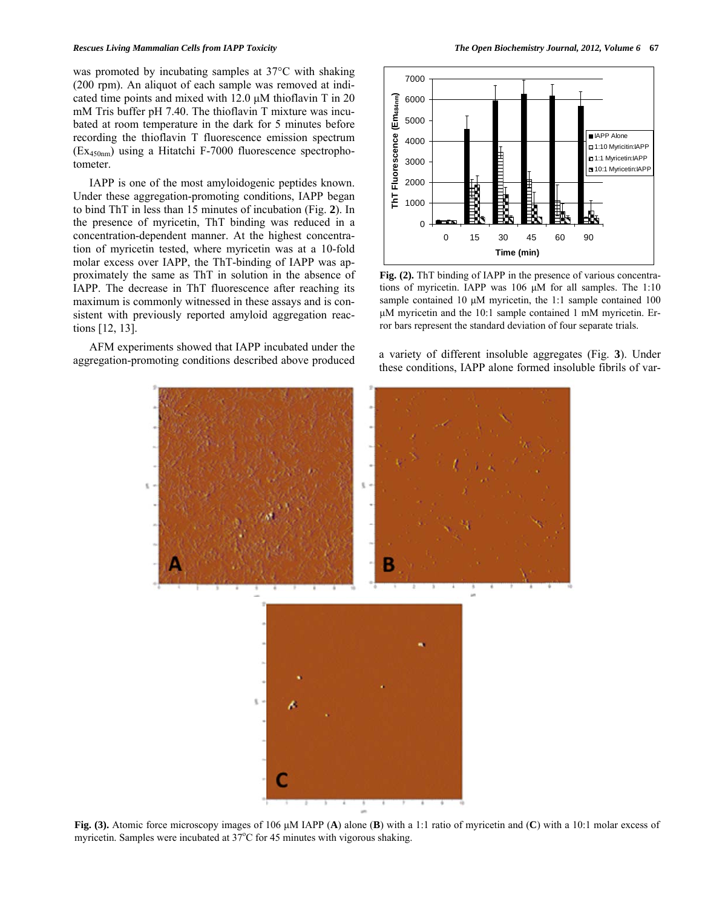was promoted by incubating samples at 37°C with shaking (200 rpm). An aliquot of each sample was removed at indicated time points and mixed with 12.0 μM thioflavin T in 20 mM Tris buffer pH 7.40. The thioflavin T mixture was incubated at room temperature in the dark for 5 minutes before recording the thioflavin T fluorescence emission spectrum ($Ex_{450nm}$) using a Hitatchi F-7000 fluorescence spectrophotometer.

IAPP is one of the most amyloidogenic peptides known. Under these aggregation-promoting conditions, IAPP began to bind ThT in less than 15 minutes of incubation (Fig. **2**). In the presence of myricetin, ThT binding was reduced in a concentration-dependent manner. At the highest concentration of myricetin tested, where myricetin was at a 10-fold molar excess over IAPP, the ThT-binding of IAPP was approximately the same as ThT in solution in the absence of IAPP. The decrease in ThT fluorescence after reaching its maximum is commonly witnessed in these assays and is consistent with previously reported amyloid aggregation reactions [12, 13].

**Fig. (2).** ThT binding of IAPP in the presence of various concentrations of myricetin. IAPP was 106 μM for all samples. The 1:10 sample contained 10 μM myricetin, the 1:1 sample contained 100 μM myricetin and the 10:1 sample contained 1 mM myricetin. Error bars represent the standard deviation of four separate trials.

AFM experiments showed that IAPP incubated under the aggregation-promoting conditions described above produced a variety of different insoluble aggregates (Fig. **3**). Under these conditions, IAPP alone formed insoluble fibrils of var-

**Fig. (3).** Atomic force microscopy images of 106 μM IAPP (**A**) alone (**B**) with a 1:1 ratio of myricetin and (**C**) with a 10:1 molar excess of myricetin. Samples were incubated at 37°C for 45 minutes with vigorous shaking.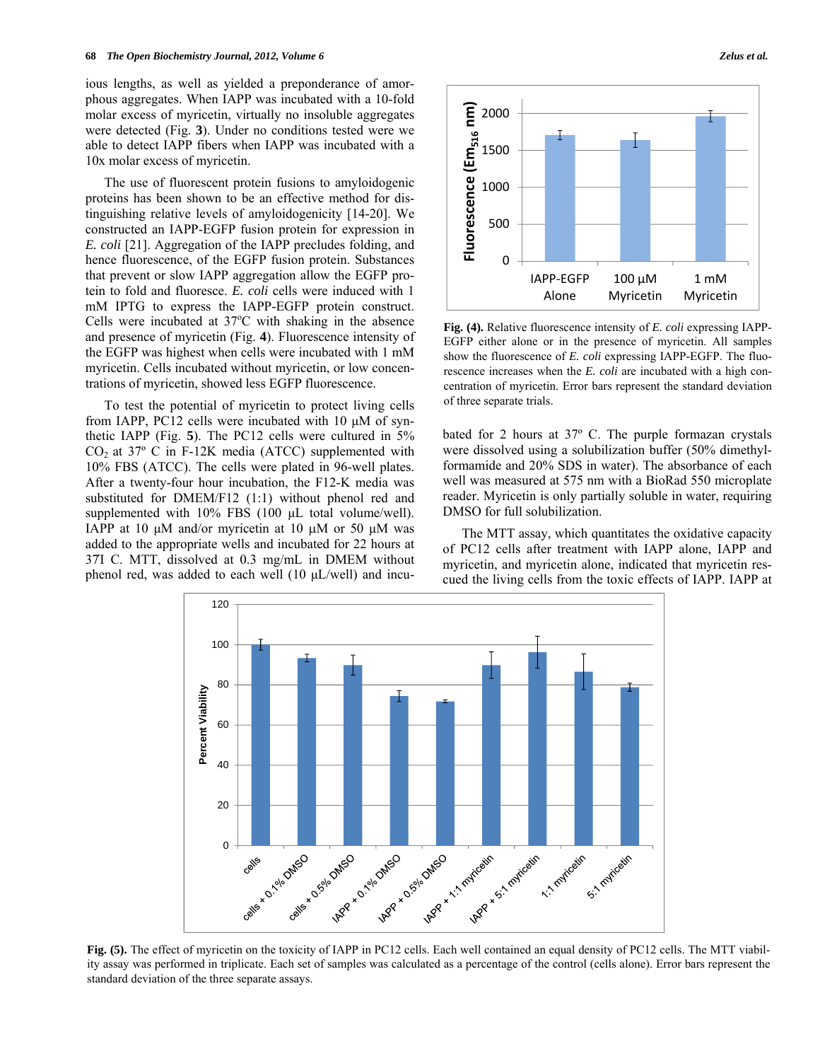ious lengths, as well as yielded a preponderance of amorphous aggregates. When IAPP was incubated with a 10-fold molar excess of myricetin, virtually no insoluble aggregates were detected (Fig. **3**). Under no conditions tested were we able to detect IAPP fibers when IAPP was incubated with a 10x molar excess of myricetin.

The use of fluorescent protein fusions to amyloidogenic proteins has been shown to be an effective method for distinguishing relative levels of amyloidogenicity [14-20]. We constructed an IAPP-EGFP fusion protein for expression in *E. coli* [21]. Aggregation of the IAPP precludes folding, and hence fluorescence, of the EGFP fusion protein. Substances that prevent or slow IAPP aggregation allow the EGFP protein to fold and fluoresce. *E. coli* cells were induced with 1 mM IPTG to express the IAPP-EGFP protein construct. Cells were incubated at 37°C with shaking in the absence and presence of myricetin (Fig. **4**). Fluorescence intensity of the EGFP was highest when cells were incubated with 1 mM myricetin. Cells incubated without myricetin, or low concentrations of myricetin, showed less EGFP fluorescence.

To test the potential of myricetin to protect living cells from IAPP, PC12 cells were incubated with 10 μM of synthetic IAPP (Fig. **5**). The PC12 cells were cultured in 5% $CO_2$ at 37° C in F-12K media (ATCC) supplemented with 10% FBS (ATCC). The cells were plated in 96-well plates. After a twenty-four hour incubation, the F12-K media was substituted for DMEM/F12 (1:1) without phenol red and supplemented with 10% FBS (100 μL total volume/well). IAPP at 10 μM and/or myricetin at 10 μM or 50 μM was added to the appropriate wells and incubated for 22 hours at 37I C. MTT, dissolved at 0.3 mg/mL in DMEM without phenol red, was added to each well (10 μL/well) and incubated for 2 hours at 37° C. The purple formazan crystals were dissolved using a solubilization buffer (50% dimethylformamide and 20% SDS in water). The absorbance of each well was measured at 575 nm with a BioRad 550 microplate reader. Myricetin is only partially soluble in water, requiring DMSO for full solubilization.

**Fig. (4).** Relative fluorescence intensity of *E. coli* expressing IAPP-EGFP either alone or in the presence of myricetin. All samples show the fluorescence of *E. coli* expressing IAPP-EGFP. The fluorescence increases when the *E. coli* are incubated with a high concentration of myricetin. Error bars represent the standard deviation of three separate trials.

The MTT assay, which quantitates the oxidative capacity of PC12 cells after treatment with IAPP alone, IAPP and myricetin, and myricetin alone, indicated that myricetin rescued the living cells from the toxic effects of IAPP. IAPP at

**Fig. (5).** The effect of myricetin on the toxicity of IAPP in PC12 cells. Each well contained an equal density of PC12 cells. The MTT viability assay was performed in triplicate. Each set of samples was calculated as a percentage of the control (cells alone). Error bars represent the standard deviation of the three separate assays.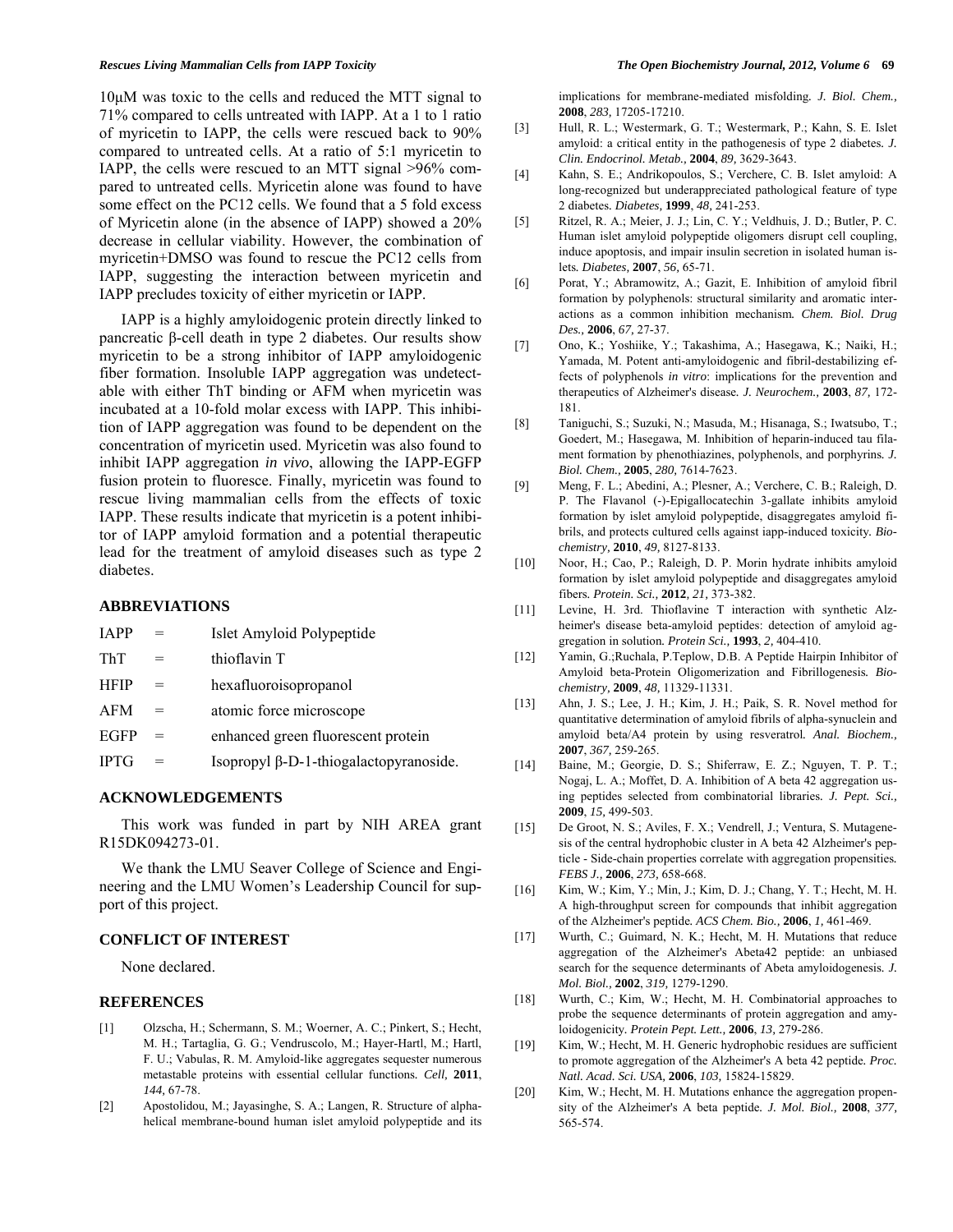10μM was toxic to the cells and reduced the MTT signal to 71% compared to cells untreated with IAPP. At a 1 to 1 ratio of myricetin to IAPP, the cells were rescued back to 90% compared to untreated cells. At a ratio of 5:1 myricetin to IAPP, the cells were rescued to an MTT signal >96% compared to untreated cells. Myricetin alone was found to have some effect on the PC12 cells. We found that a 5 fold excess of Myricetin alone (in the absence of IAPP) showed a 20% decrease in cellular viability. However, the combination of myricetin+DMSO was found to rescue the PC12 cells from IAPP, suggesting the interaction between myricetin and IAPP precludes toxicity of either myricetin or IAPP.

IAPP is a highly amyloidogenic protein directly linked to pancreatic β-cell death in type 2 diabetes. Our results show myricetin to be a strong inhibitor of IAPP amyloidogenic fiber formation. Insoluble IAPP aggregation was undetectable with either ThT binding or AFM when myricetin was incubated at a 10-fold molar excess with IAPP. This inhibition of IAPP aggregation was found to be dependent on the concentration of myricetin used. Myricetin was also found to inhibit IAPP aggregation *in vivo*, allowing the IAPP-EGFP fusion protein to fluoresce. Finally, myricetin was found to rescue living mammalian cells from the effects of toxic IAPP. These results indicate that myricetin is a potent inhibitor of IAPP amyloid formation and a potential therapeutic lead for the treatment of amyloid diseases such as type 2 diabetes.

## ABBREVIATIONS

| | | |
|---|---|---|
| IAPP | = | Islet Amyloid Polypeptide |
| ThT | = | thioflavin T |
| HFIP | = | hexafluoroisopropanol |
| AFM | = | atomic force microscope |
| EGFP | = | enhanced green fluorescent protein |
| IPTG | = | Isopropyl β-D-1-thiogalactopyranoside. |

## ACKNOWLEDGEMENTS

This work was funded in part by NIH AREA grant R15DK094273-01.

We thank the LMU Seaver College of Science and Engineering and the LMU Women's Leadership Council for support of this project.

## CONFLICT OF INTEREST

None declared.

## REFERENCES

[1] Olzscha, H.; Schermann, S. M.; Woerner, A. C.; Pinkert, S.; Hecht, M. H.; Tartaglia, G. G.; Vendruscolo, M.; Hayer-Hartl, M.; Hartl, F. U.; Vabulas, R. M. Amyloid-like aggregates sequester numerous metastable proteins with essential cellular functions. *Cell,* **2011**, *144,* 67-78.

[2] Apostolidou, M.; Jayasinghe, S. A.; Langen, R. Structure of alpha-helical membrane-bound human islet amyloid polypeptide and its implications for membrane-mediated misfolding. *J. Biol. Chem.,* **2008**, *283,* 17205-17210.

[3] Hull, R. L.; Westermark, G. T.; Westermark, P.; Kahn, S. E. Islet amyloid: a critical entity in the pathogenesis of type 2 diabetes. *J. Clin. Endocrinol. Metab.,* **2004**, *89,* 3629-3643.

[4] Kahn, S. E.; Andrikopoulos, S.; Verchere, C. B. Islet amyloid: A long-recognized but underappreciated pathological feature of type 2 diabetes. *Diabetes,* **1999**, *48,* 241-253.

[5] Ritzel, R. A.; Meier, J. J.; Lin, C. Y.; Veldhuis, J. D.; Butler, P. C. Human islet amyloid polypeptide oligomers disrupt cell coupling, induce apoptosis, and impair insulin secretion in isolated human islets. *Diabetes,* **2007**, *56,* 65-71.

[6] Porat, Y.; Abramowitz, A.; Gazit, E. Inhibition of amyloid fibril formation by polyphenols: structural similarity and aromatic interactions as a common inhibition mechanism. *Chem. Biol. Drug Des.,* **2006**, *67,* 27-37.

[7] Ono, K.; Yoshiike, Y.; Takashima, A.; Hasegawa, K.; Naiki, H.; Yamada, M. Potent anti-amyloidogenic and fibril-destabilizing effects of polyphenols *in vitro*: implications for the prevention and therapeutics of Alzheimer's disease. *J. Neurochem.,* **2003**, *87,* 172-181.

[8] Taniguchi, S.; Suzuki, N.; Masuda, M.; Hisanaga, S.; Iwatsubo, T.; Goedert, M.; Hasegawa, M. Inhibition of heparin-induced tau filament formation by phenothiazines, polyphenols, and porphyrins. *J. Biol. Chem.,* **2005**, *280,* 7614-7623.

[9] Meng, F. L.; Abedini, A.; Plesner, A.; Verchere, C. B.; Raleigh, D. P. The Flavanol (-)-Epigallocatechin 3-gallate inhibits amyloid formation by islet amyloid polypeptide, disaggregates amyloid fibrils, and protects cultured cells against iapp-induced toxicity. *Biochemistry,* **2010**, *49,* 8127-8133.

[10] Noor, H.; Cao, P.; Raleigh, D. P. Morin hydrate inhibits amyloid formation by islet amyloid polypeptide and disaggregates amyloid fibers. *Protein. Sci.,* **2012**, *21,* 373-382.

[11] Levine, H. 3rd. Thioflavine T interaction with synthetic Alzheimer's disease beta-amyloid peptides: detection of amyloid aggregation in solution. *Protein Sci.,* **1993**, *2,* 404-410.

[12] Yamin, G.;Ruchala, P.Teplow, D.B. A Peptide Hairpin Inhibitor of Amyloid beta-Protein Oligomerization and Fibrillogenesis. *Biochemistry,* **2009**, *48,* 11329-11331.

[13] Ahn, J. S.; Lee, J. H.; Kim, J. H.; Paik, S. R. Novel method for quantitative determination of amyloid fibrils of alpha-synuclein and amyloid beta/A4 protein by using resveratrol. *Anal. Biochem.,* **2007**, *367,* 259-265.

[14] Baine, M.; Georgie, D. S.; Shiferraw, E. Z.; Nguyen, T. P. T.; Nogaj, L. A.; Moffet, D. A. Inhibition of A beta 42 aggregation using peptides selected from combinatorial libraries. *J. Pept. Sci.,* **2009**, *15,* 499-503.

[15] De Groot, N. S.; Aviles, F. X.; Vendrell, J.; Ventura, S. Mutagenesis of the central hydrophobic cluster in A beta 42 Alzheimer's pepticle - Side-chain properties correlate with aggregation propensities. *FEBS J.,* **2006**, *273,* 658-668.

[16] Kim, W.; Kim, Y.; Min, J.; Kim, D. J.; Chang, Y. T.; Hecht, M. H. A high-throughput screen for compounds that inhibit aggregation of the Alzheimer's peptide. *ACS Chem. Bio.,* **2006**, *1,* 461-469.

[17] Wurth, C.; Guimard, N. K.; Hecht, M. H. Mutations that reduce aggregation of the Alzheimer's Abeta42 peptide: an unbiased search for the sequence determinants of Abeta amyloidogenesis. *J. Mol. Biol.,* **2002**, *319,* 1279-1290.

[18] Wurth, C.; Kim, W.; Hecht, M. H. Combinatorial approaches to probe the sequence determinants of protein aggregation and amyloidogenicity. *Protein Pept. Lett.,* **2006**, *13,* 279-286.

[19] Kim, W.; Hecht, M. H. Generic hydrophobic residues are sufficient to promote aggregation of the Alzheimer's A beta 42 peptide. *Proc. Natl. Acad. Sci. USA,* **2006**, *103,* 15824-15829.

[20] Kim, W.; Hecht, M. H. Mutations enhance the aggregation propensity of the Alzheimer's A beta peptide. *J. Mol. Biol.,* **2008**, *377,* 565-574.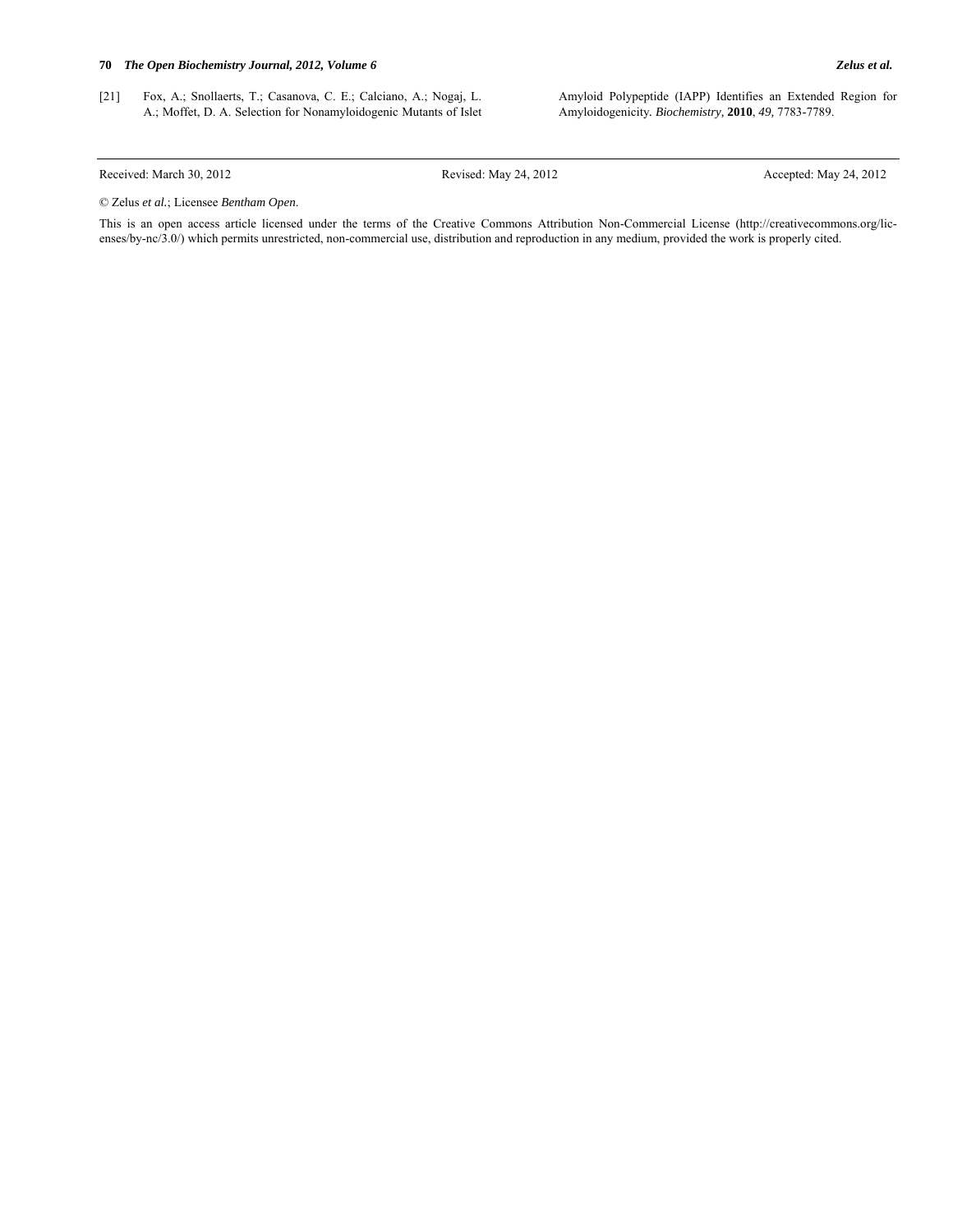[21] Fox, A.; Snollaerts, T.; Casanova, C. E.; Calciano, A.; Nogaj, L. A.; Moffet, D. A. Selection for Nonamyloidogenic Mutants of Islet Amyloid Polypeptide (IAPP) Identifies an Extended Region for Amyloidogenicity. *Biochemistry,* **2010**, *49,* 7783-7789.

---

Received: March 30, 2012 Revised: May 24, 2012 Accepted: May 24, 2012

© Zelus *et al.*; Licensee *Bentham Open*.

This is an open access article licensed under the terms of the Creative Commons Attribution Non-Commercial License (http://creativecommons.org/licenses/by-nc/3.0/) which permits unrestricted, non-commercial use, distribution and reproduction in any medium, provided the work is properly cited.